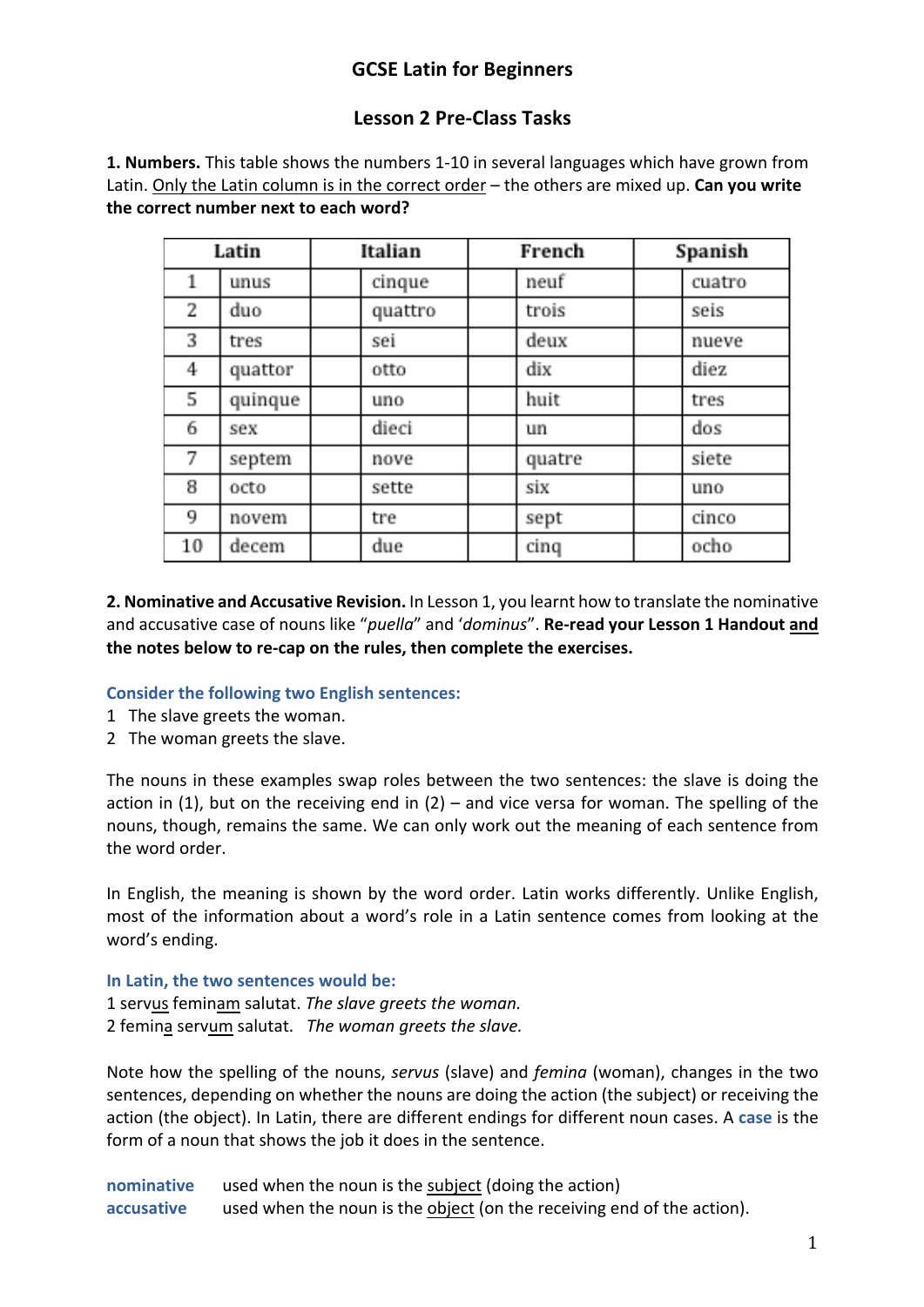# GCSE Latin for Beginners

## Lesson 2 Pre-Class Tasks

**1. Numbers.** This table shows the numbers 1-10 in several languages which have grown from Latin. Only the Latin column is in the correct order – the others are mixed up. **Can you write the correct number next to each word?**

| Latin | | Italian | | French | | Spanish | |
|---|---|---|---|---|---|---|---|
| 1 | unus | | cinque | | neuf | | cuatro |
| 2 | duo | | quattro | | trois | | seis |
| 3 | tres | | sei | | deux | | nueve |
| 4 | quattor | | otto | | dix | | diez |
| 5 | quinque | | uno | | huit | | tres |
| 6 | sex | | dieci | | un | | dos |
| 7 | septem | | nove | | quatre | | siete |
| 8 | octo | | sette | | six | | uno |
| 9 | novem | | tre | | sept | | cinco |
| 10 | decem | | due | | cinq | | ocho |

**2. Nominative and Accusative Revision.** In Lesson 1, you learnt how to translate the nominative and accusative case of nouns like "*puella*" and '*dominus*". **Re-read your Lesson 1 Handout and the notes below to re-cap on the rules, then complete the exercises.**

**Consider the following two English sentences:**

1 The slave greets the woman.
2 The woman greets the slave.

The nouns in these examples swap roles between the two sentences: the slave is doing the action in (1), but on the receiving end in (2) – and vice versa for woman. The spelling of the nouns, though, remains the same. We can only work out the meaning of each sentence from the word order.

In English, the meaning is shown by the word order. Latin works differently. Unlike English, most of the information about a word's role in a Latin sentence comes from looking at the word's ending.

**In Latin, the two sentences would be:**

1 servus feminam salutat. *The slave greets the woman.*
2 femina servum salutat. *The woman greets the slave.*

Note how the spelling of the nouns, *servus* (slave) and *femina* (woman), changes in the two sentences, depending on whether the nouns are doing the action (the subject) or receiving the action (the object). In Latin, there are different endings for different noun cases. A **case** is the form of a noun that shows the job it does in the sentence.

**nominative** used when the noun is the subject (doing the action)
**accusative** used when the noun is the object (on the receiving end of the action).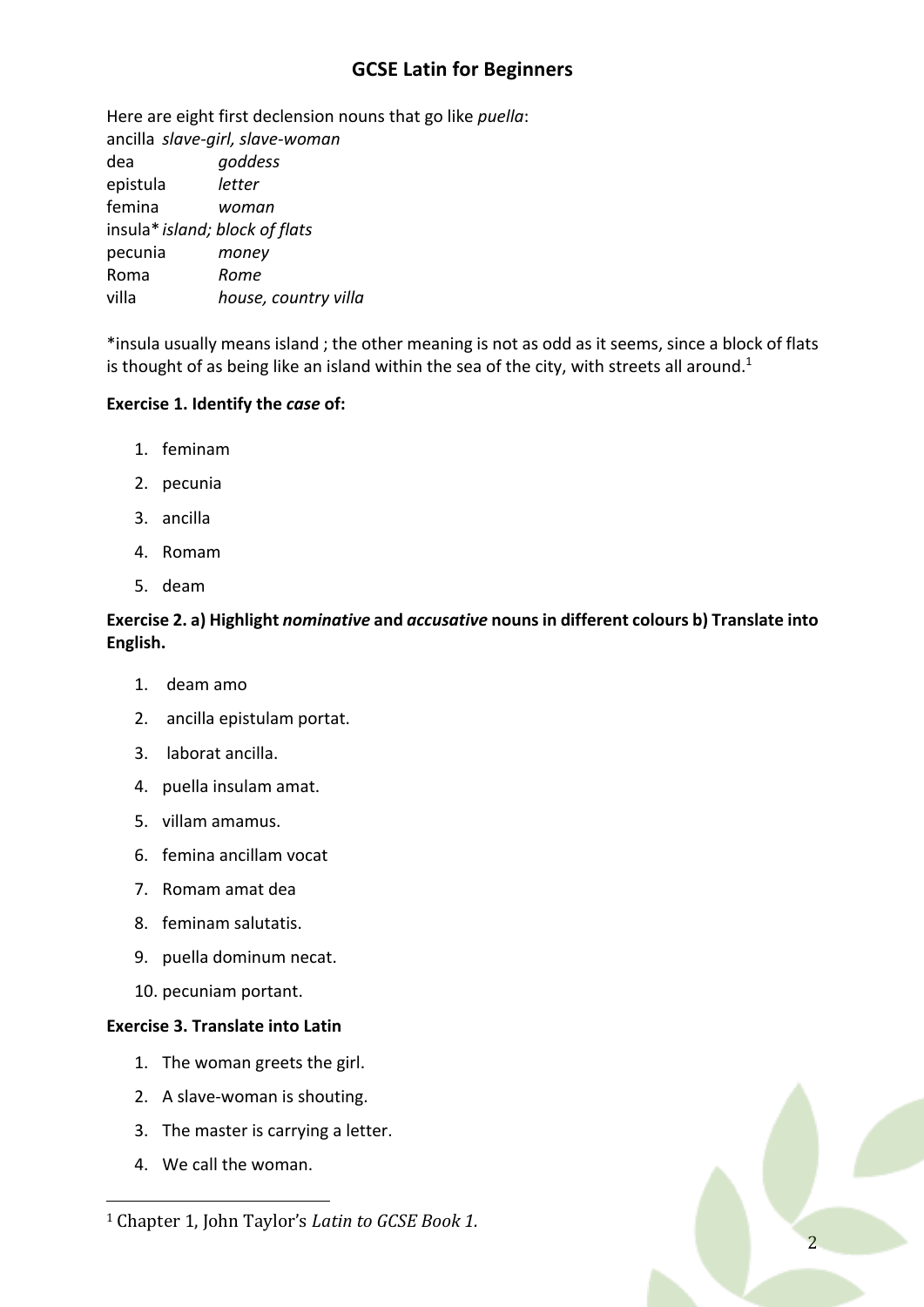# GCSE Latin for Beginners

Here are eight first declension nouns that go like *puella*:

| | |
|---|---|
| ancilla | *slave-girl, slave-woman* |
| dea | *goddess* |
| epistula | *letter* |
| femina | *woman* |
| insula* | *island; block of flats* |
| pecunia | *money* |
| Roma | *Rome* |
| villa | *house, country villa* |

*insula usually means island ; the other meaning is not as odd as it seems, since a block of flats is thought of as being like an island within the sea of the city, with streets all around.[1]

**Exercise 1. Identify the *case* of:**

1. feminam
2. pecunia
3. ancilla
4. Romam
5. deam

**Exercise 2. a) Highlight *nominative* and *accusative* nouns in different colours b) Translate into English.**

1. deam amo
2. ancilla epistulam portat.
3. laborat ancilla.
4. puella insulam amat.
5. villam amamus.
6. femina ancillam vocat
7. Romam amat dea
8. feminam salutatis.
9. puella dominum necat.
10. pecuniam portant.

**Exercise 3. Translate into Latin**

1. The woman greets the girl.
2. A slave-woman is shouting.
3. The master is carrying a letter.
4. We call the woman.

[1] Chapter 1, John Taylor's *Latin to GCSE Book 1.*